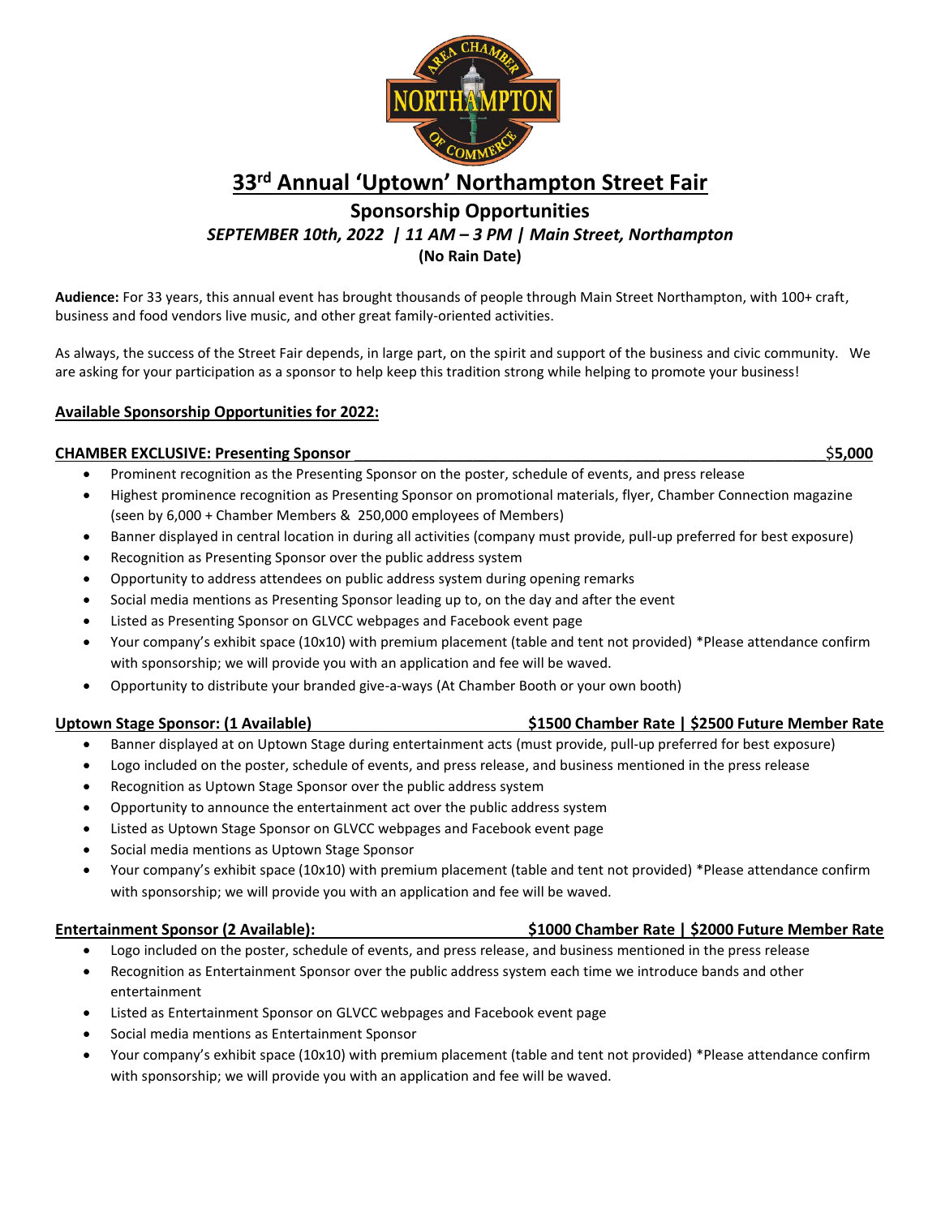# 33rd Annual 'Uptown' Northampton Street Fair

## Sponsorship Opportunities

***SEPTEMBER 10th, 2022 | 11 AM – 3 PM | Main Street, Northampton***

**(No Rain Date)**

**Audience:** For 33 years, this annual event has brought thousands of people through Main Street Northampton, with 100+ craft, business and food vendors live music, and other great family-oriented activities.

As always, the success of the Street Fair depends, in large part, on the spirit and support of the business and civic community. We are asking for your participation as a sponsor to help keep this tradition strong while helping to promote your business!

**Available Sponsorship Opportunities for 2022:**

**CHAMBER EXCLUSIVE: Presenting Sponsor** ________________________________ $**5,000**

- Prominent recognition as the Presenting Sponsor on the poster, schedule of events, and press release
- Highest prominence recognition as Presenting Sponsor on promotional materials, flyer, Chamber Connection magazine (seen by 6,000 + Chamber Members & 250,000 employees of Members)
- Banner displayed in central location in during all activities (company must provide, pull-up preferred for best exposure)
- Recognition as Presenting Sponsor over the public address system
- Opportunity to address attendees on public address system during opening remarks
- Social media mentions as Presenting Sponsor leading up to, on the day and after the event
- Listed as Presenting Sponsor on GLVCC webpages and Facebook event page
- Your company's exhibit space (10x10) with premium placement (table and tent not provided) *Please attendance confirm with sponsorship; we will provide you with an application and fee will be waved.
- Opportunity to distribute your branded give-a-ways (At Chamber Booth or your own booth)

**Uptown Stage Sponsor: (1 Available)** **$1500 Chamber Rate | $2500 Future Member Rate**

- Banner displayed at on Uptown Stage during entertainment acts (must provide, pull-up preferred for best exposure)
- Logo included on the poster, schedule of events, and press release, and business mentioned in the press release
- Recognition as Uptown Stage Sponsor over the public address system
- Opportunity to announce the entertainment act over the public address system
- Listed as Uptown Stage Sponsor on GLVCC webpages and Facebook event page
- Social media mentions as Uptown Stage Sponsor
- Your company's exhibit space (10x10) with premium placement (table and tent not provided) *Please attendance confirm with sponsorship; we will provide you with an application and fee will be waved.

**Entertainment Sponsor (2 Available):** **$1000 Chamber Rate | $2000 Future Member Rate**

- Logo included on the poster, schedule of events, and press release, and business mentioned in the press release
- Recognition as Entertainment Sponsor over the public address system each time we introduce bands and other entertainment
- Listed as Entertainment Sponsor on GLVCC webpages and Facebook event page
- Social media mentions as Entertainment Sponsor
- Your company's exhibit space (10x10) with premium placement (table and tent not provided) *Please attendance confirm with sponsorship; we will provide you with an application and fee will be waved.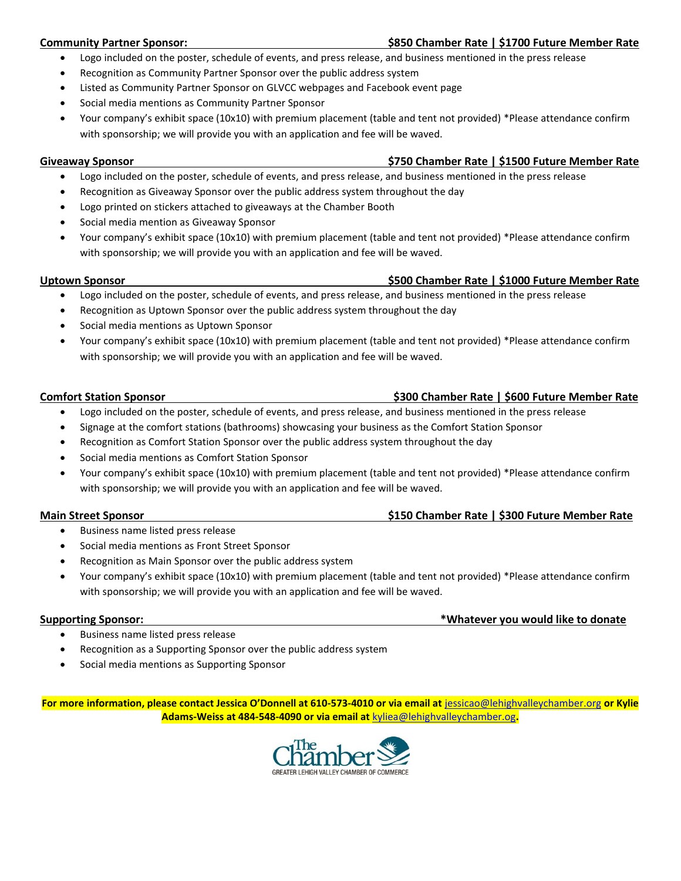**Community Partner Sponsor:** **$850 Chamber Rate | $1700 Future Member Rate**

- Logo included on the poster, schedule of events, and press release, and business mentioned in the press release
- Recognition as Community Partner Sponsor over the public address system
- Listed as Community Partner Sponsor on GLVCC webpages and Facebook event page
- Social media mentions as Community Partner Sponsor
- Your company's exhibit space (10x10) with premium placement (table and tent not provided) *Please attendance confirm with sponsorship; we will provide you with an application and fee will be waved.

**Giveaway Sponsor** **$750 Chamber Rate | $1500 Future Member Rate**

- Logo included on the poster, schedule of events, and press release, and business mentioned in the press release
- Recognition as Giveaway Sponsor over the public address system throughout the day
- Logo printed on stickers attached to giveaways at the Chamber Booth
- Social media mention as Giveaway Sponsor
- Your company's exhibit space (10x10) with premium placement (table and tent not provided) *Please attendance confirm with sponsorship; we will provide you with an application and fee will be waved.

**Uptown Sponsor** **$500 Chamber Rate | $1000 Future Member Rate**

- Logo included on the poster, schedule of events, and press release, and business mentioned in the press release
- Recognition as Uptown Sponsor over the public address system throughout the day
- Social media mentions as Uptown Sponsor
- Your company's exhibit space (10x10) with premium placement (table and tent not provided) *Please attendance confirm with sponsorship; we will provide you with an application and fee will be waved.

**Comfort Station Sponsor** **$300 Chamber Rate | $600 Future Member Rate**

- Logo included on the poster, schedule of events, and press release, and business mentioned in the press release
- Signage at the comfort stations (bathrooms) showcasing your business as the Comfort Station Sponsor
- Recognition as Comfort Station Sponsor over the public address system throughout the day
- Social media mentions as Comfort Station Sponsor
- Your company's exhibit space (10x10) with premium placement (table and tent not provided) *Please attendance confirm with sponsorship; we will provide you with an application and fee will be waved.

**Main Street Sponsor** **$150 Chamber Rate | $300 Future Member Rate**

- Business name listed press release
- Social media mentions as Front Street Sponsor
- Recognition as Main Sponsor over the public address system
- Your company's exhibit space (10x10) with premium placement (table and tent not provided) *Please attendance confirm with sponsorship; we will provide you with an application and fee will be waved.

**Supporting Sponsor:** ***Whatever you would like to donate**

- Business name listed press release
- Recognition as a Supporting Sponsor over the public address system
- Social media mentions as Supporting Sponsor

**For more information, please contact Jessica O'Donnell at 610-573-4010 or via email at** jessicao@lehighvalleychamber.org **or Kylie Adams-Weiss at 484-548-4090 or via email at** kyliea@lehighvalleychamber.og**.**

The Chamber
GREATER LEHIGH VALLEY CHAMBER OF COMMERCE